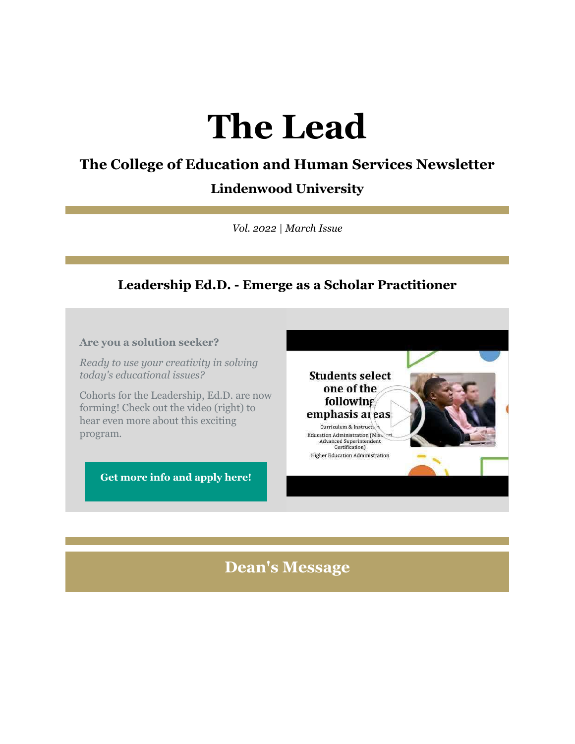# The Lead

## The College of Education and Human Services Newsletter

### Lindenwood University

*Vol. 2022 | March Issue*

### Leadership Ed.D. - Emerge as a Scholar Practitioner

**Are you a solution seeker?**

*Ready to use your creativity in solving today's educational issues?*

Cohorts for the Leadership, Ed.D. are now forming! Check out the video (right) to hear even more about this exciting program.

**Get more info and apply here!**

## Dean's Message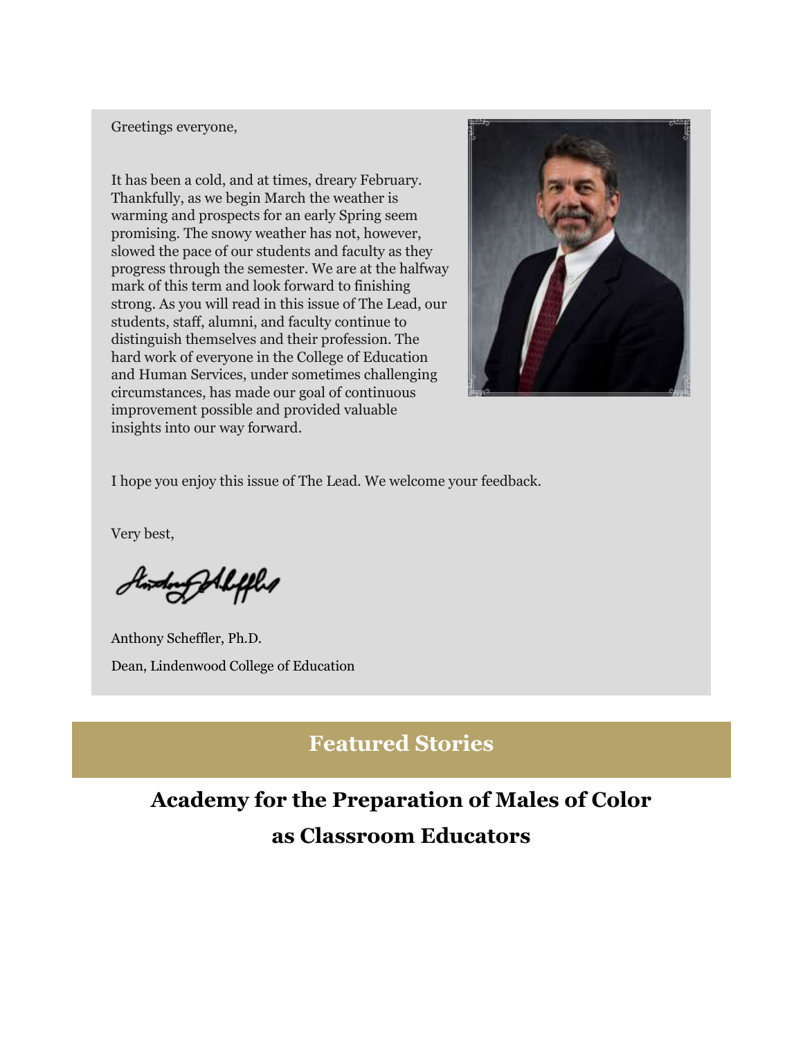Greetings everyone,

It has been a cold, and at times, dreary February. Thankfully, as we begin March the weather is warming and prospects for an early Spring seem promising. The snowy weather has not, however, slowed the pace of our students and faculty as they progress through the semester. We are at the halfway mark of this term and look forward to finishing strong. As you will read in this issue of The Lead, our students, staff, alumni, and faculty continue to distinguish themselves and their profession. The hard work of everyone in the College of Education and Human Services, under sometimes challenging circumstances, has made our goal of continuous improvement possible and provided valuable insights into our way forward.

I hope you enjoy this issue of The Lead. We welcome your feedback.

Very best,

Anthony Scheffler, Ph.D.

Dean, Lindenwood College of Education

## Featured Stories

### Academy for the Preparation of Males of Color as Classroom Educators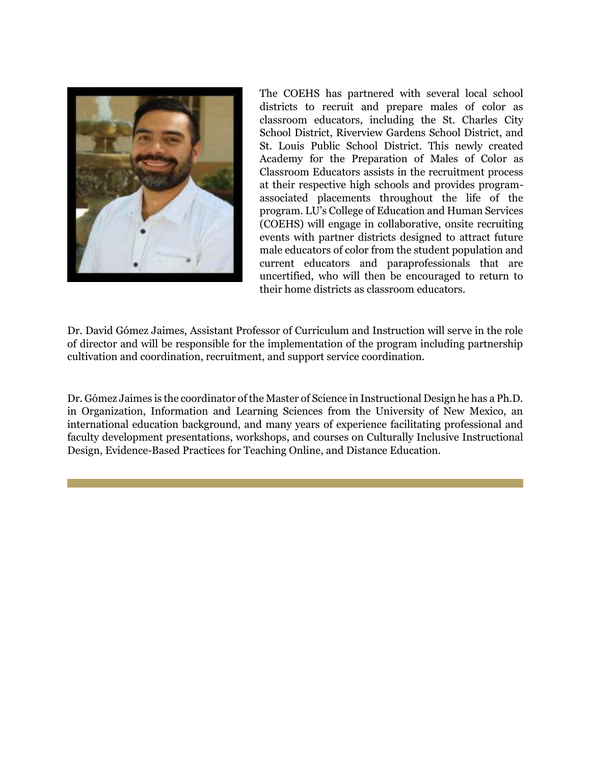The COEHS has partnered with several local school districts to recruit and prepare males of color as classroom educators, including the St. Charles City School District, Riverview Gardens School District, and St. Louis Public School District. This newly created Academy for the Preparation of Males of Color as Classroom Educators assists in the recruitment process at their respective high schools and provides program-associated placements throughout the life of the program. LU's College of Education and Human Services (COEHS) will engage in collaborative, onsite recruiting events with partner districts designed to attract future male educators of color from the student population and current educators and paraprofessionals that are uncertified, who will then be encouraged to return to their home districts as classroom educators.

Dr. David Gómez Jaimes, Assistant Professor of Curriculum and Instruction will serve in the role of director and will be responsible for the implementation of the program including partnership cultivation and coordination, recruitment, and support service coordination.

Dr. Gómez Jaimes is the coordinator of the Master of Science in Instructional Design he has a Ph.D. in Organization, Information and Learning Sciences from the University of New Mexico, an international education background, and many years of experience facilitating professional and faculty development presentations, workshops, and courses on Culturally Inclusive Instructional Design, Evidence-Based Practices for Teaching Online, and Distance Education.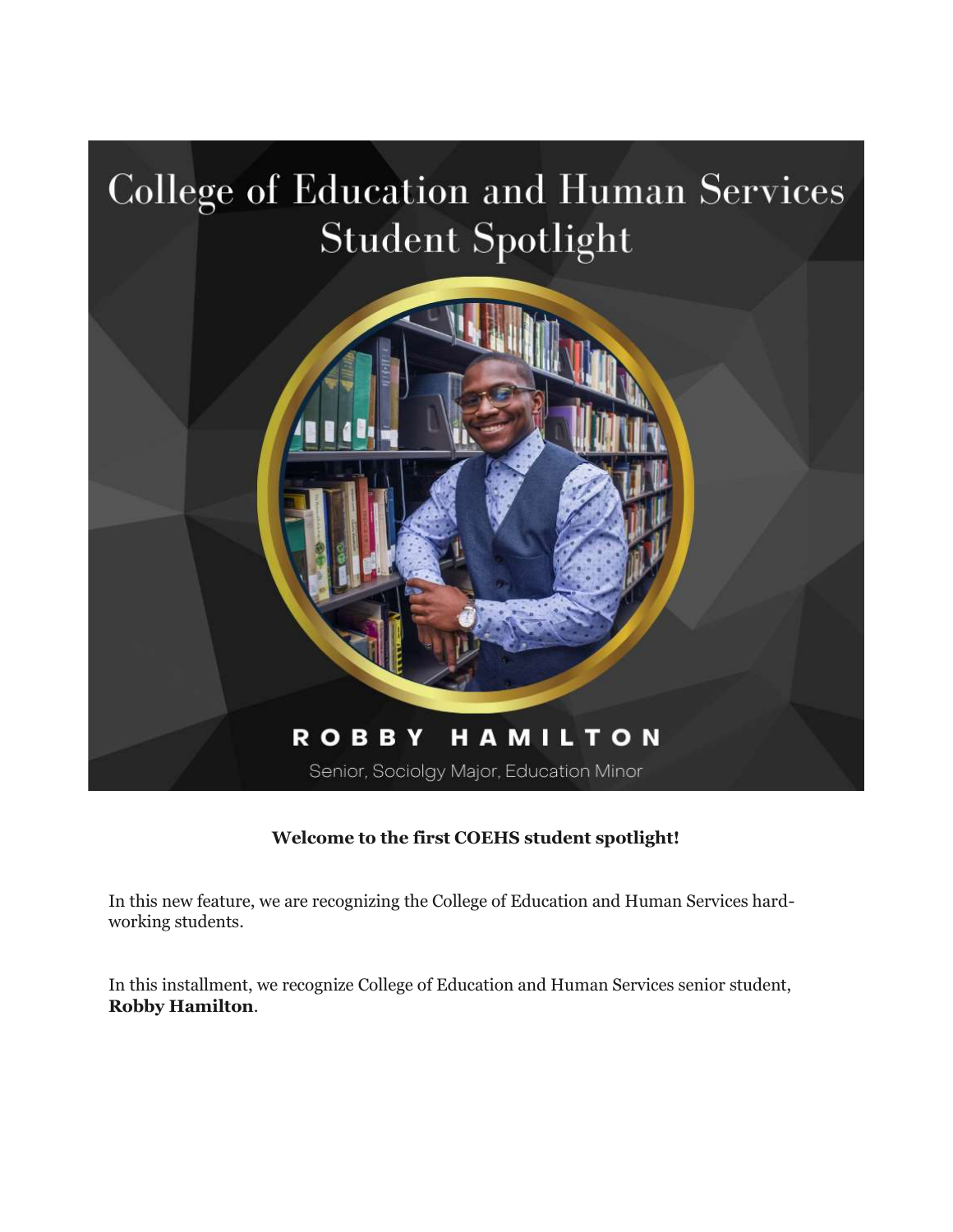# College of Education and Human Services Student Spotlight

**ROBBY HAMILTON**

Senior, Sociolgy Major, Education Minor

**Welcome to the first COEHS student spotlight!**

In this new feature, we are recognizing the College of Education and Human Services hard-working students.

In this installment, we recognize College of Education and Human Services senior student, **Robby Hamilton**.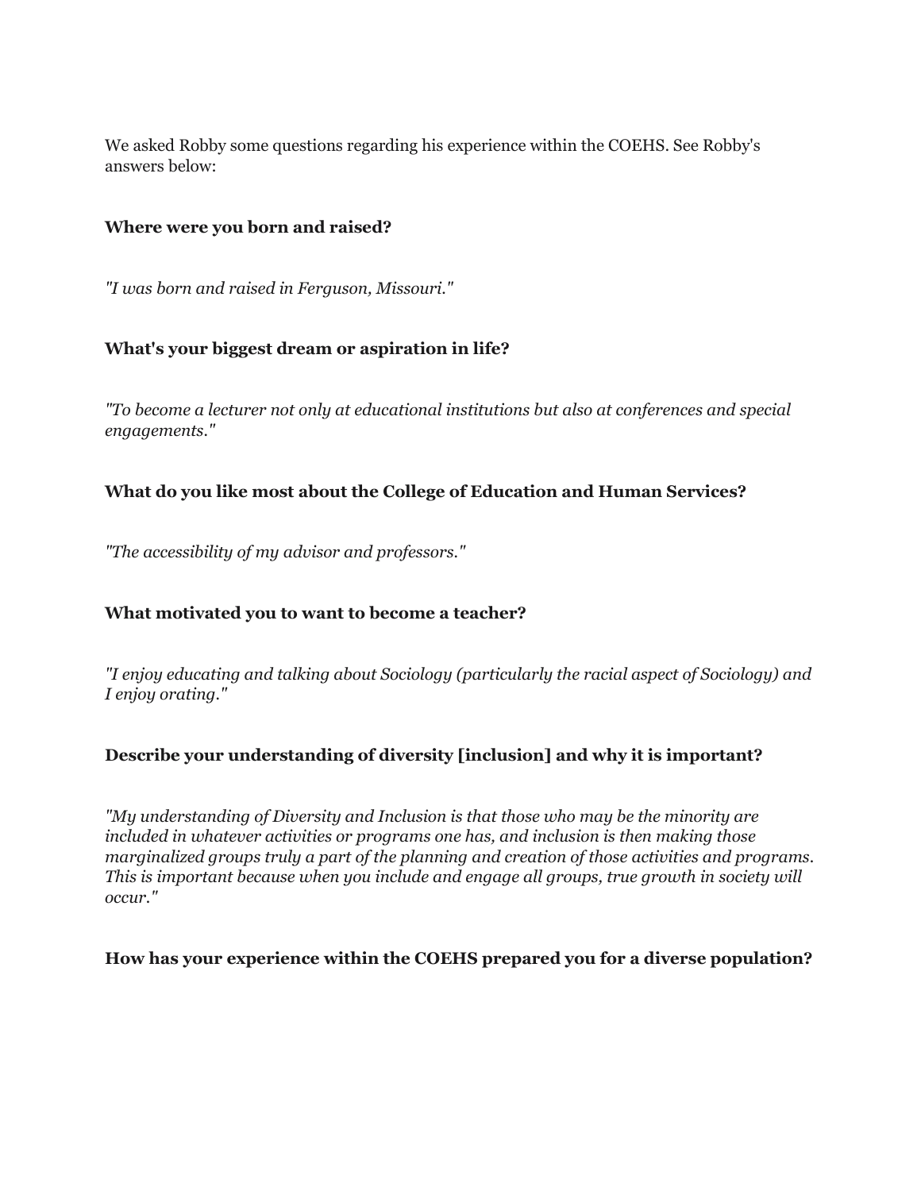We asked Robby some questions regarding his experience within the COEHS. See Robby's answers below:

**Where were you born and raised?**

*"I was born and raised in Ferguson, Missouri."*

**What's your biggest dream or aspiration in life?**

*"To become a lecturer not only at educational institutions but also at conferences and special engagements."*

**What do you like most about the College of Education and Human Services?**

*"The accessibility of my advisor and professors."*

**What motivated you to want to become a teacher?**

*"I enjoy educating and talking about Sociology (particularly the racial aspect of Sociology) and I enjoy orating."*

**Describe your understanding of diversity [inclusion] and why it is important?**

*"My understanding of Diversity and Inclusion is that those who may be the minority are included in whatever activities or programs one has, and inclusion is then making those marginalized groups truly a part of the planning and creation of those activities and programs. This is important because when you include and engage all groups, true growth in society will occur."*

**How has your experience within the COEHS prepared you for a diverse population?**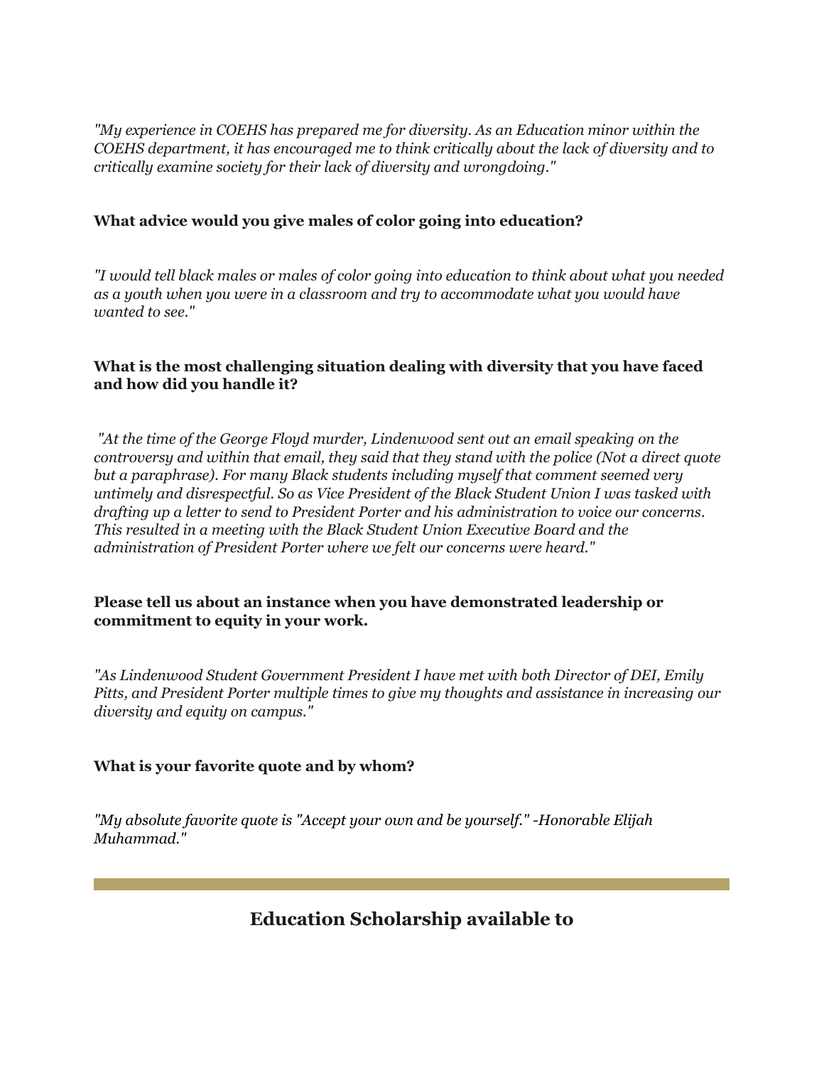*"My experience in COEHS has prepared me for diversity. As an Education minor within the COEHS department, it has encouraged me to think critically about the lack of diversity and to critically examine society for their lack of diversity and wrongdoing."*

**What advice would you give males of color going into education?**

*"I would tell black males or males of color going into education to think about what you needed as a youth when you were in a classroom and try to accommodate what you would have wanted to see."*

**What is the most challenging situation dealing with diversity that you have faced and how did you handle it?**

*"At the time of the George Floyd murder, Lindenwood sent out an email speaking on the controversy and within that email, they said that they stand with the police (Not a direct quote but a paraphrase). For many Black students including myself that comment seemed very untimely and disrespectful. So as Vice President of the Black Student Union I was tasked with drafting up a letter to send to President Porter and his administration to voice our concerns. This resulted in a meeting with the Black Student Union Executive Board and the administration of President Porter where we felt our concerns were heard."*

**Please tell us about an instance when you have demonstrated leadership or commitment to equity in your work.**

*"As Lindenwood Student Government President I have met with both Director of DEI, Emily Pitts, and President Porter multiple times to give my thoughts and assistance in increasing our diversity and equity on campus."*

**What is your favorite quote and by whom?**

*"My absolute favorite quote is "Accept your own and be yourself." -Honorable Elijah Muhammad."*

---

## Education Scholarship available to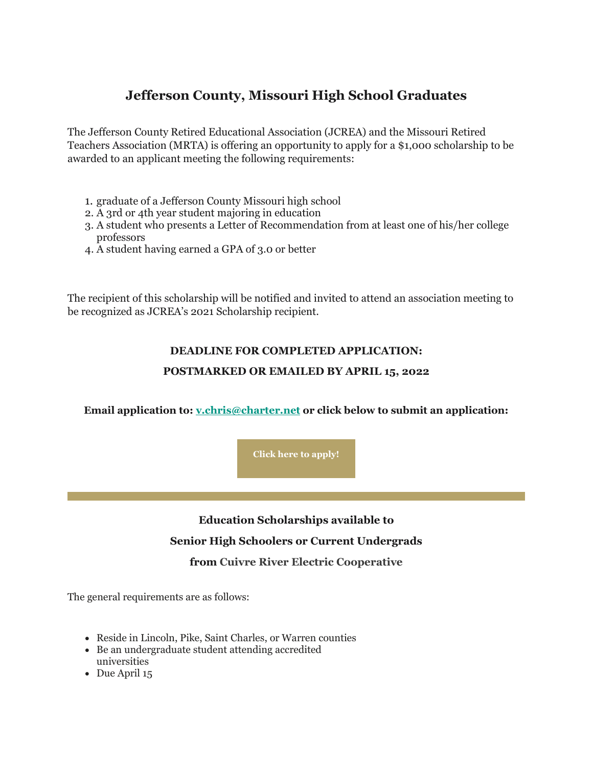## Jefferson County, Missouri High School Graduates

The Jefferson County Retired Educational Association (JCREA) and the Missouri Retired Teachers Association (MRTA) is offering an opportunity to apply for a $1,000 scholarship to be awarded to an applicant meeting the following requirements:

1. graduate of a Jefferson County Missouri high school
2. A 3rd or 4th year student majoring in education
3. A student who presents a Letter of Recommendation from at least one of his/her college professors
4. A student having earned a GPA of 3.0 or better

The recipient of this scholarship will be notified and invited to attend an association meeting to be recognized as JCREA's 2021 Scholarship recipient.

**DEADLINE FOR COMPLETED APPLICATION:**

**POSTMARKED OR EMAILED BY APRIL 15, 2022**

**Email application to: v.chris@charter.net or click below to submit an application:**

**Click here to apply!**

---

**Education Scholarships available to**

**Senior High Schoolers or Current Undergrads**

**from Cuivre River Electric Cooperative**

The general requirements are as follows:

- Reside in Lincoln, Pike, Saint Charles, or Warren counties
- Be an undergraduate student attending accredited universities
- Due April 15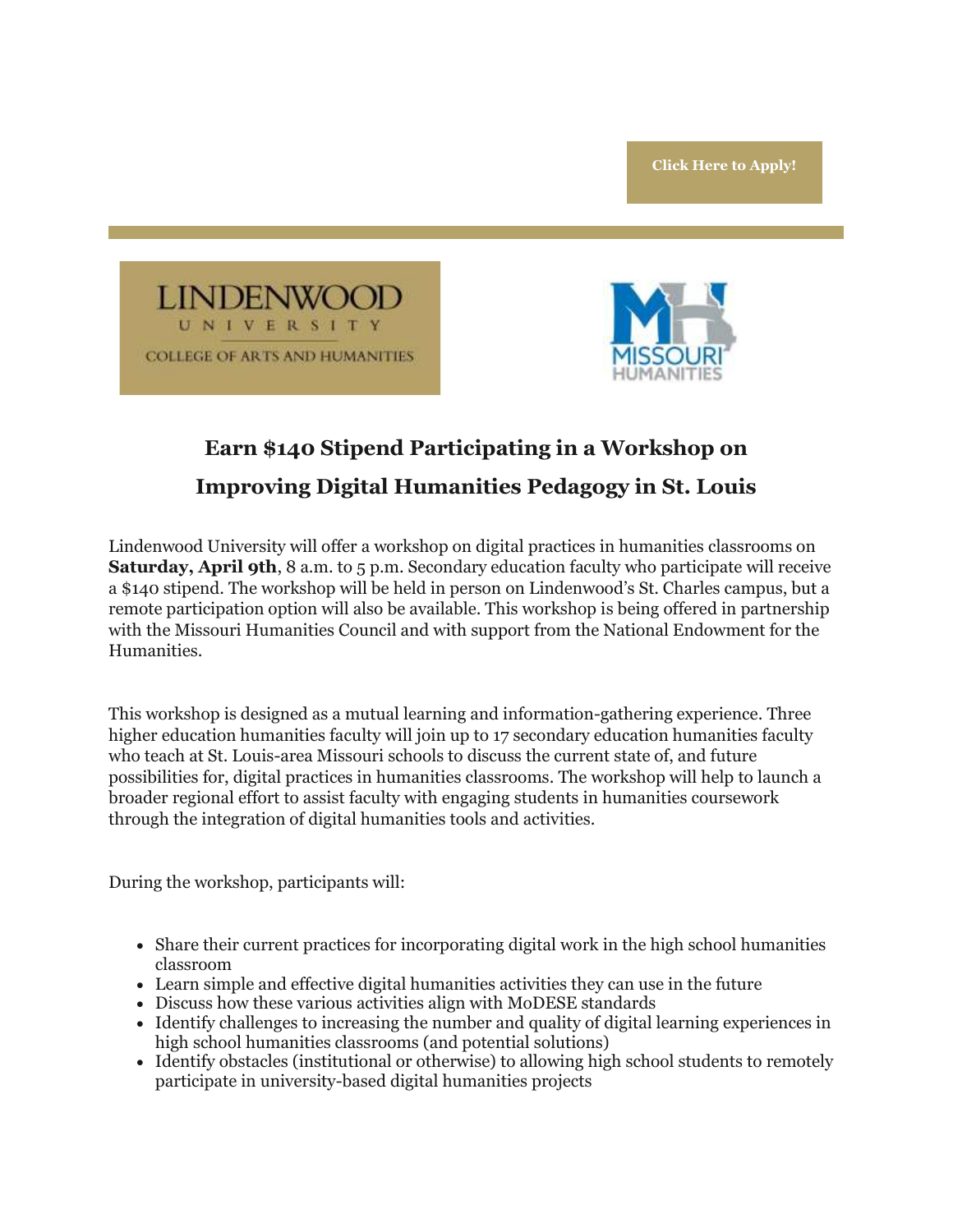**Click Here to Apply!**

LINDENWOOD UNIVERSITY
COLLEGE OF ARTS AND HUMANITIES

MISSOURI HUMANITIES

## Earn $140 Stipend Participating in a Workshop on Improving Digital Humanities Pedagogy in St. Louis

Lindenwood University will offer a workshop on digital practices in humanities classrooms on **Saturday, April 9th**, 8 a.m. to 5 p.m. Secondary education faculty who participate will receive a $140 stipend. The workshop will be held in person on Lindenwood's St. Charles campus, but a remote participation option will also be available. This workshop is being offered in partnership with the Missouri Humanities Council and with support from the National Endowment for the Humanities.

This workshop is designed as a mutual learning and information-gathering experience. Three higher education humanities faculty will join up to 17 secondary education humanities faculty who teach at St. Louis-area Missouri schools to discuss the current state of, and future possibilities for, digital practices in humanities classrooms. The workshop will help to launch a broader regional effort to assist faculty with engaging students in humanities coursework through the integration of digital humanities tools and activities.

During the workshop, participants will:

- Share their current practices for incorporating digital work in the high school humanities classroom
- Learn simple and effective digital humanities activities they can use in the future
- Discuss how these various activities align with MoDESE standards
- Identify challenges to increasing the number and quality of digital learning experiences in high school humanities classrooms (and potential solutions)
- Identify obstacles (institutional or otherwise) to allowing high school students to remotely participate in university-based digital humanities projects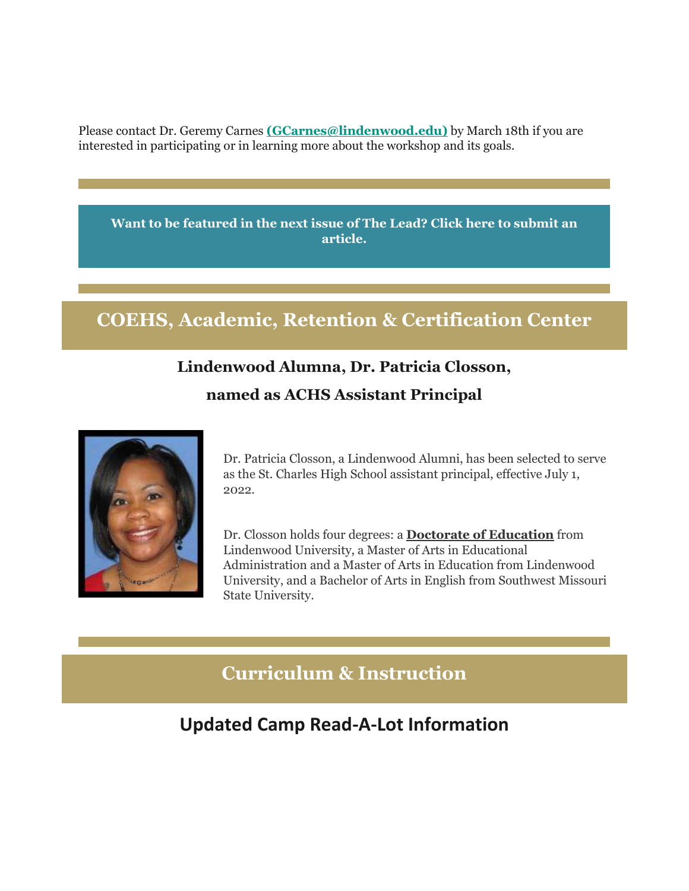Please contact Dr. Geremy Carnes **(GCarnes@lindenwood.edu)** by March 18th if you are interested in participating or in learning more about the workshop and its goals.

**Want to be featured in the next issue of The Lead? Click here to submit an article.**

## COEHS, Academic, Retention & Certification Center

### Lindenwood Alumna, Dr. Patricia Closson, named as ACHS Assistant Principal

Dr. Patricia Closson, a Lindenwood Alumni, has been selected to serve as the St. Charles High School assistant principal, effective July 1, 2022.

Dr. Closson holds four degrees: a **Doctorate of Education** from Lindenwood University, a Master of Arts in Educational Administration and a Master of Arts in Education from Lindenwood University, and a Bachelor of Arts in English from Southwest Missouri State University.

## Curriculum & Instruction

### Updated Camp Read-A-Lot Information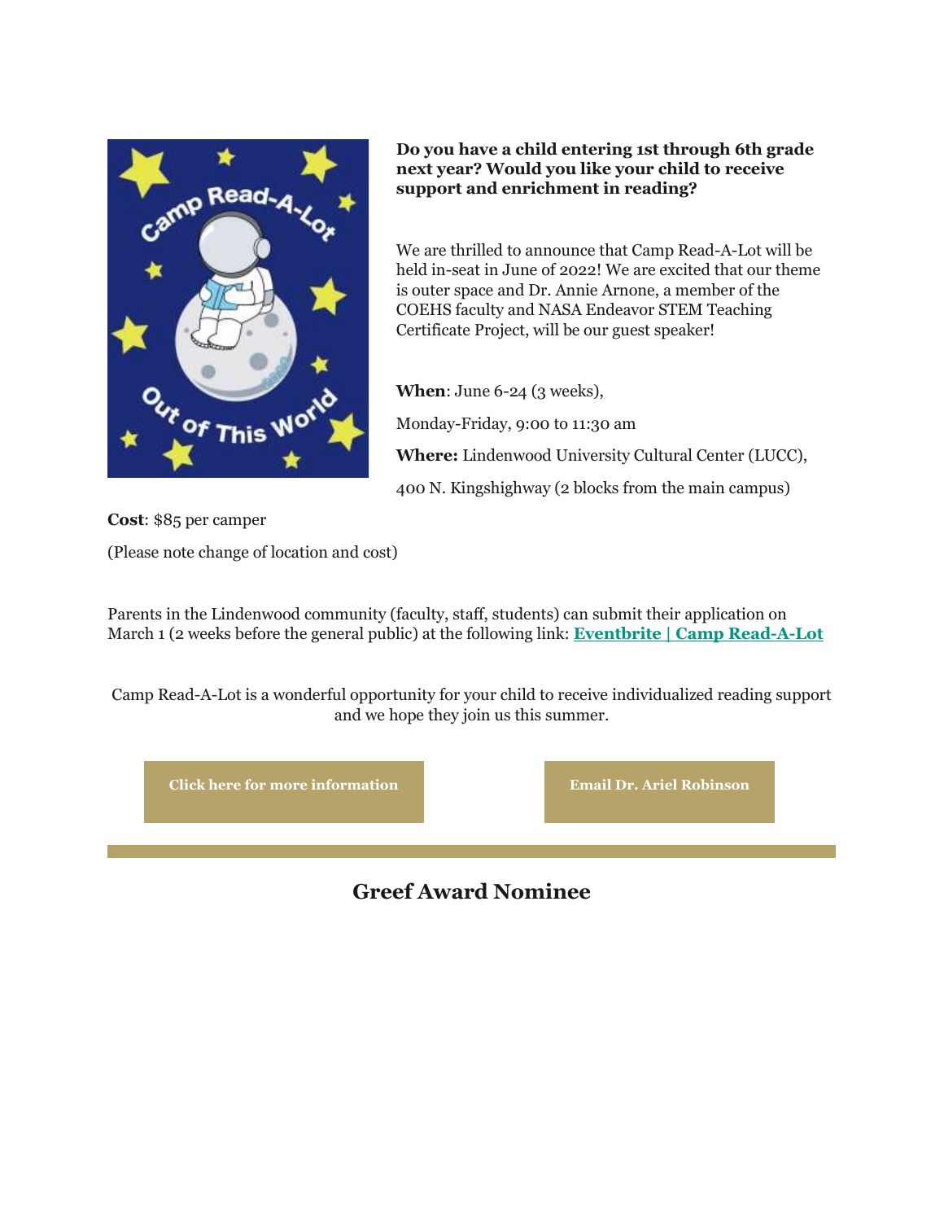**Do you have a child entering 1st through 6th grade next year? Would you like your child to receive support and enrichment in reading?**

We are thrilled to announce that Camp Read-A-Lot will be held in-seat in June of 2022! We are excited that our theme is outer space and Dr. Annie Arnone, a member of the COEHS faculty and NASA Endeavor STEM Teaching Certificate Project, will be our guest speaker!

**When**: June 6-24 (3 weeks),

Monday-Friday, 9:00 to 11:30 am

**Where:** Lindenwood University Cultural Center (LUCC),

400 N. Kingshighway (2 blocks from the main campus)

**Cost**: $85 per camper

(Please note change of location and cost)

Parents in the Lindenwood community (faculty, staff, students) can submit their application on March 1 (2 weeks before the general public) at the following link: **Eventbrite | Camp Read-A-Lot**

Camp Read-A-Lot is a wonderful opportunity for your child to receive individualized reading support and we hope they join us this summer.

**Click here for more information**

**Email Dr. Ariel Robinson**

## Greef Award Nominee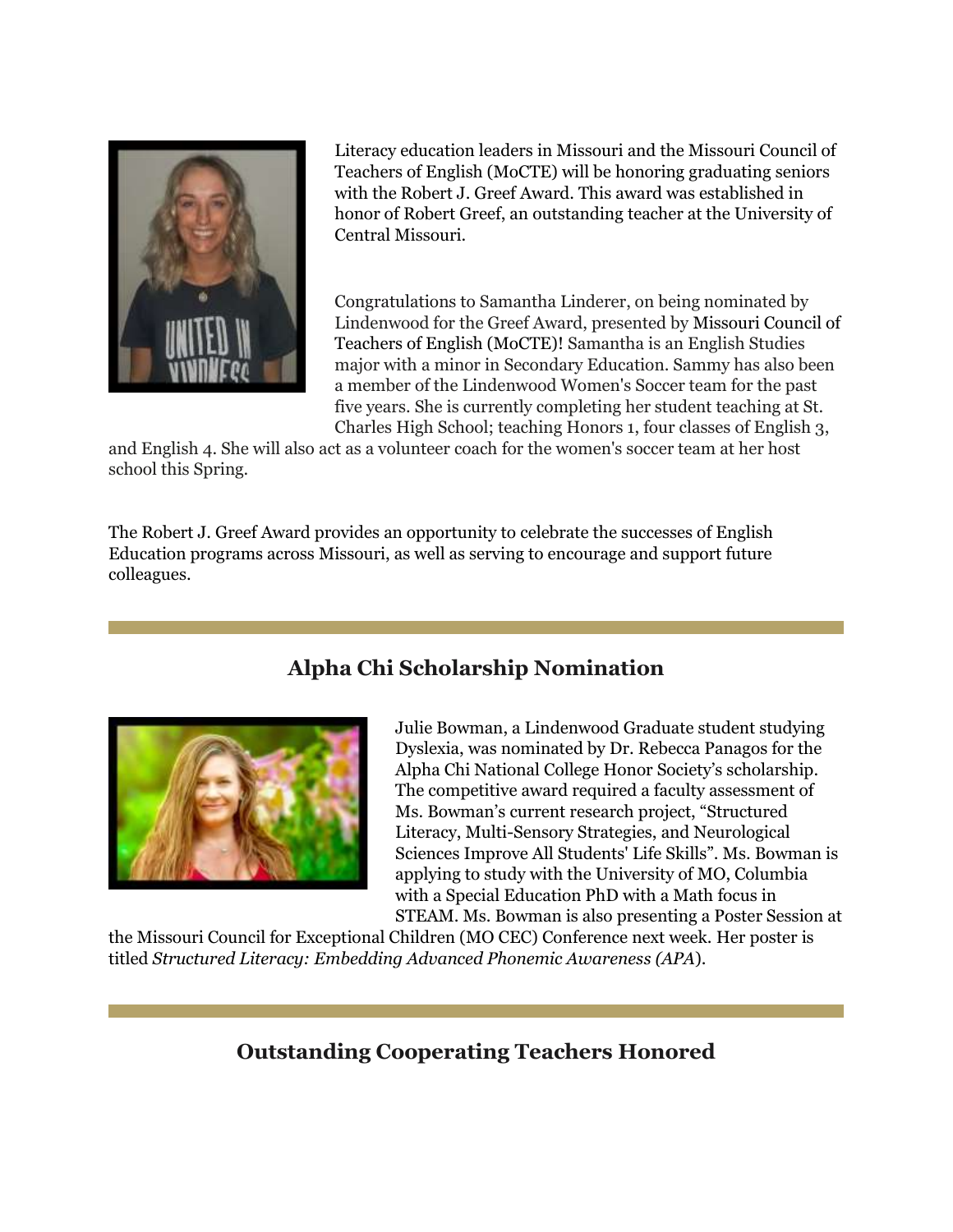Literacy education leaders in Missouri and the Missouri Council of Teachers of English (MoCTE) will be honoring graduating seniors with the Robert J. Greef Award. This award was established in honor of Robert Greef, an outstanding teacher at the University of Central Missouri.

Congratulations to Samantha Linderer, on being nominated by Lindenwood for the Greef Award, presented by Missouri Council of Teachers of English (MoCTE)! Samantha is an English Studies major with a minor in Secondary Education. Sammy has also been a member of the Lindenwood Women's Soccer team for the past five years. She is currently completing her student teaching at St. Charles High School; teaching Honors 1, four classes of English 3, and English 4. She will also act as a volunteer coach for the women's soccer team at her host school this Spring.

The Robert J. Greef Award provides an opportunity to celebrate the successes of English Education programs across Missouri, as well as serving to encourage and support future colleagues.

## Alpha Chi Scholarship Nomination

Julie Bowman, a Lindenwood Graduate student studying Dyslexia, was nominated by Dr. Rebecca Panagos for the Alpha Chi National College Honor Society's scholarship. The competitive award required a faculty assessment of Ms. Bowman's current research project, "Structured Literacy, Multi-Sensory Strategies, and Neurological Sciences Improve All Students' Life Skills". Ms. Bowman is applying to study with the University of MO, Columbia with a Special Education PhD with a Math focus in STEAM. Ms. Bowman is also presenting a Poster Session at the Missouri Council for Exceptional Children (MO CEC) Conference next week. Her poster is titled *Structured Literacy: Embedding Advanced Phonemic Awareness (APA*).

## Outstanding Cooperating Teachers Honored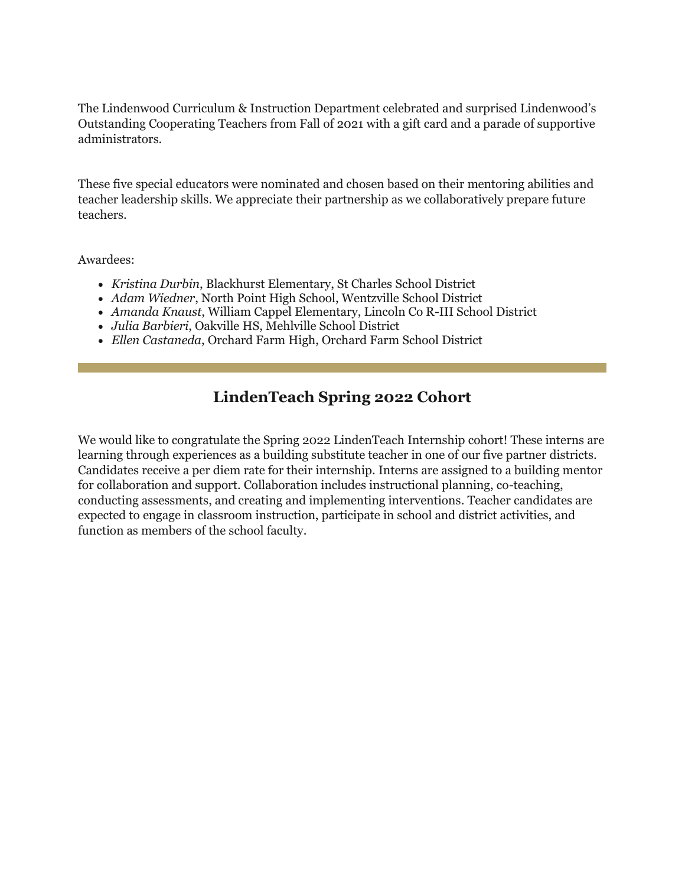The Lindenwood Curriculum & Instruction Department celebrated and surprised Lindenwood's Outstanding Cooperating Teachers from Fall of 2021 with a gift card and a parade of supportive administrators.

These five special educators were nominated and chosen based on their mentoring abilities and teacher leadership skills. We appreciate their partnership as we collaboratively prepare future teachers.

Awardees:

- *Kristina Durbin*, Blackhurst Elementary, St Charles School District
- *Adam Wiedner*, North Point High School, Wentzville School District
- *Amanda Knaust*, William Cappel Elementary, Lincoln Co R-III School District
- *Julia Barbieri*, Oakville HS, Mehlville School District
- *Ellen Castaneda*, Orchard Farm High, Orchard Farm School District

---

## LindenTeach Spring 2022 Cohort

We would like to congratulate the Spring 2022 LindenTeach Internship cohort! These interns are learning through experiences as a building substitute teacher in one of our five partner districts. Candidates receive a per diem rate for their internship. Interns are assigned to a building mentor for collaboration and support. Collaboration includes instructional planning, co-teaching, conducting assessments, and creating and implementing interventions. Teacher candidates are expected to engage in classroom instruction, participate in school and district activities, and function as members of the school faculty.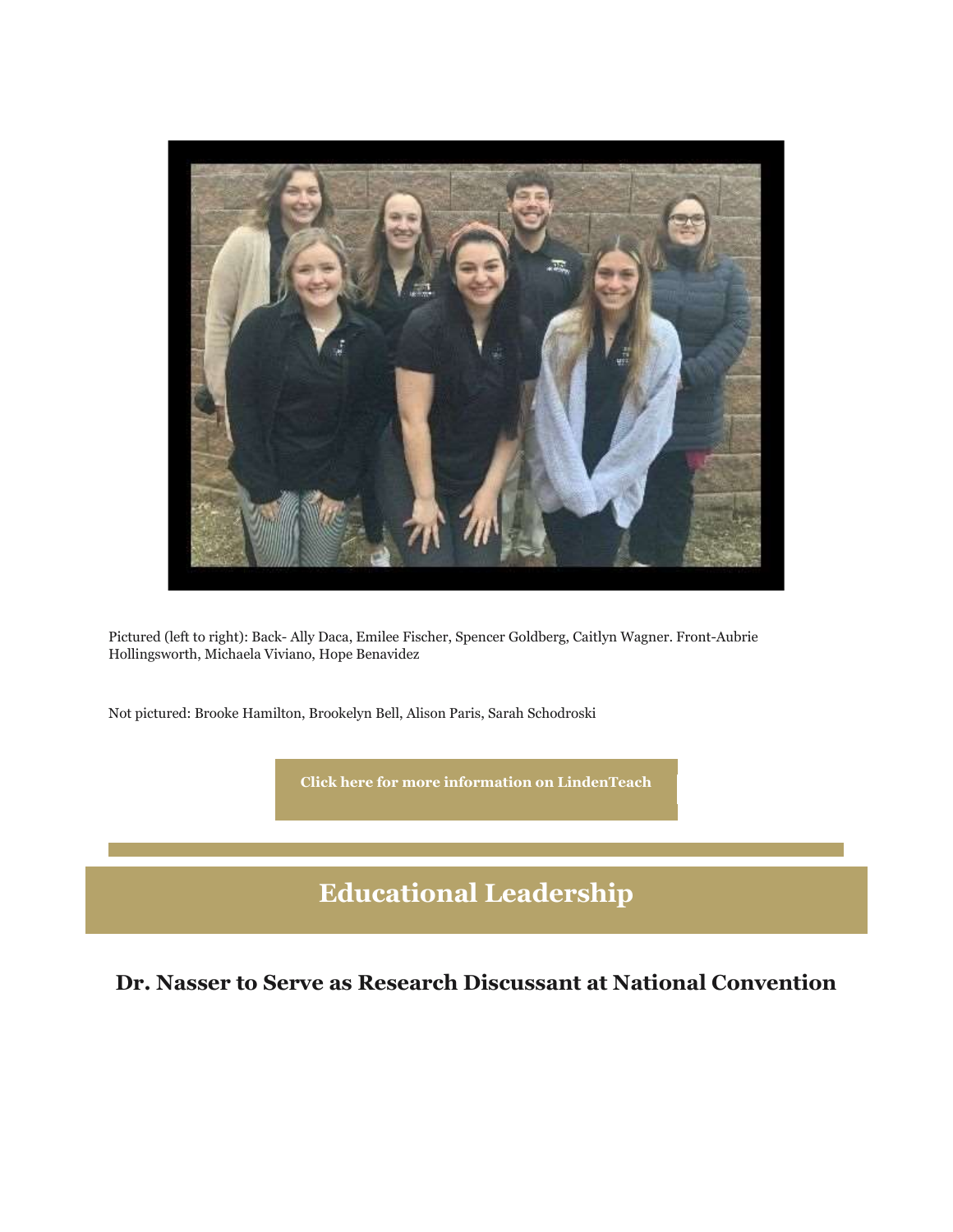Pictured (left to right): Back- Ally Daca, Emilee Fischer, Spencer Goldberg, Caitlyn Wagner. Front-Aubrie Hollingsworth, Michaela Viviano, Hope Benavidez

Not pictured: Brooke Hamilton, Brookelyn Bell, Alison Paris, Sarah Schodroski

**Click here for more information on LindenTeach**

# Educational Leadership

## Dr. Nasser to Serve as Research Discussant at National Convention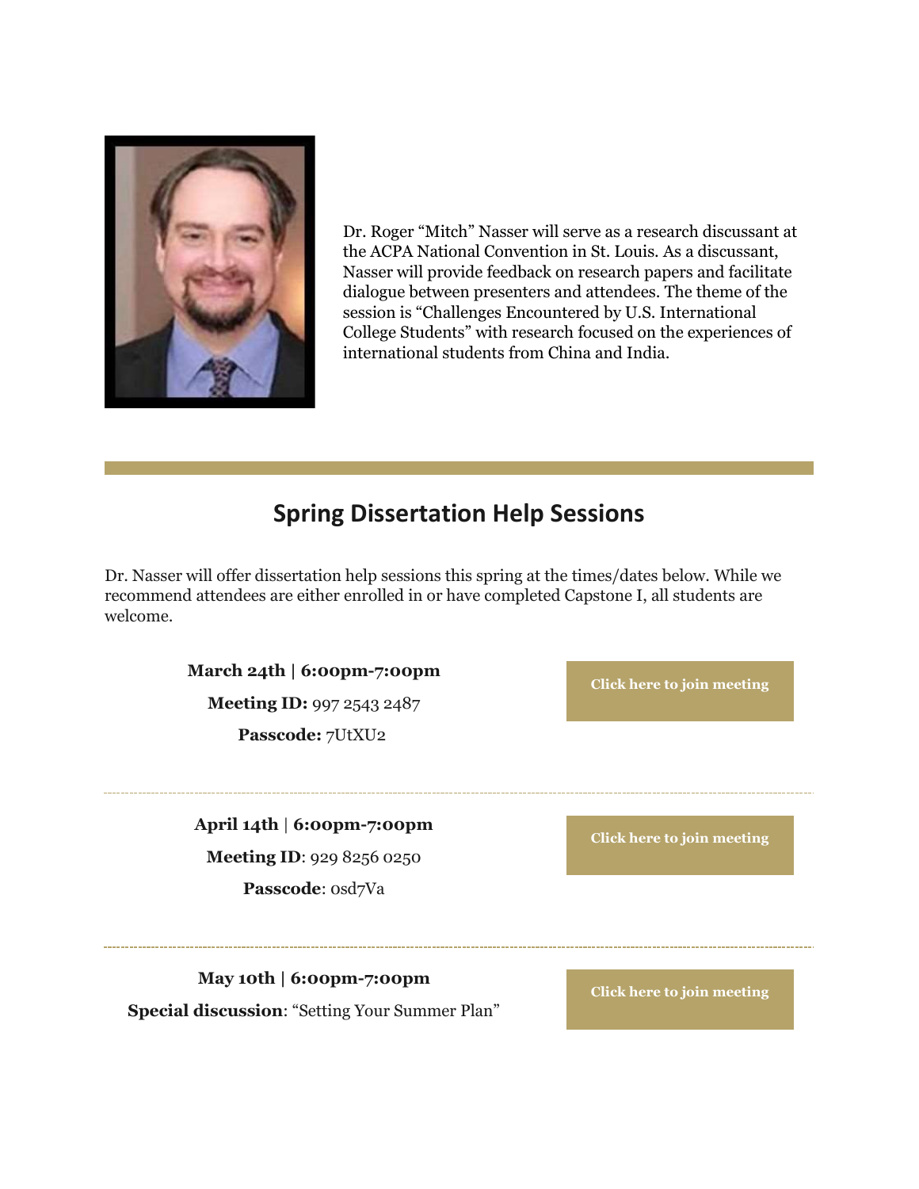Dr. Roger "Mitch" Nasser will serve as a research discussant at the ACPA National Convention in St. Louis. As a discussant, Nasser will provide feedback on research papers and facilitate dialogue between presenters and attendees. The theme of the session is "Challenges Encountered by U.S. International College Students" with research focused on the experiences of international students from China and India.

## Spring Dissertation Help Sessions

Dr. Nasser will offer dissertation help sessions this spring at the times/dates below. While we recommend attendees are either enrolled in or have completed Capstone I, all students are welcome.

**March 24th | 6:00pm-7:00pm**

**Meeting ID:** 997 2543 2487

**Passcode:** 7UtXU2

**Click here to join meeting**

---

**April 14th** | **6:00pm-7:00pm**

**Meeting ID**: 929 8256 0250

**Passcode**: 0sd7Va

**Click here to join meeting**

---

**May 10th | 6:00pm-7:00pm**

**Special discussion**: "Setting Your Summer Plan"

**Click here to join meeting**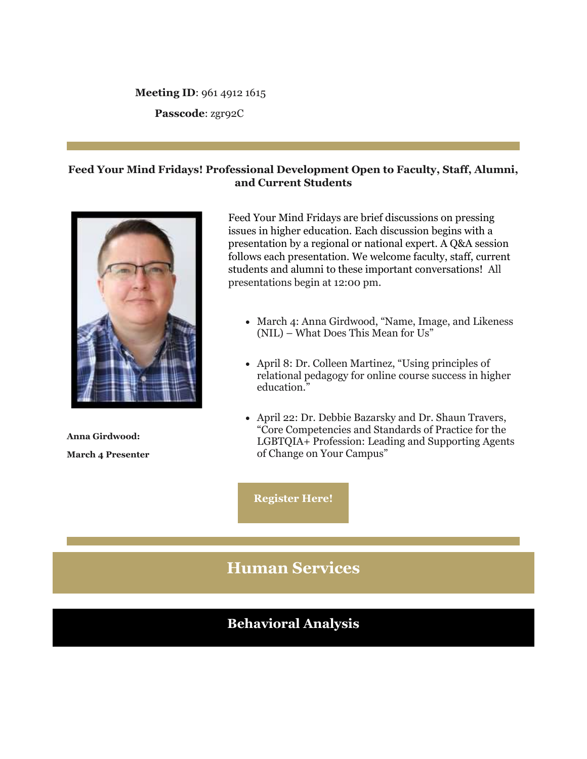**Meeting ID**: 961 4912 1615

**Passcode**: zgr92C

---

**Feed Your Mind Fridays! Professional Development Open to Faculty, Staff, Alumni, and Current Students**

**Anna Girdwood:**

**March 4 Presenter**

Feed Your Mind Fridays are brief discussions on pressing issues in higher education. Each discussion begins with a presentation by a regional or national expert. A Q&A session follows each presentation. We welcome faculty, staff, current students and alumni to these important conversations! All presentations begin at 12:00 pm.

- March 4: Anna Girdwood, "Name, Image, and Likeness (NIL) – What Does This Mean for Us"
- April 8: Dr. Colleen Martinez, "Using principles of relational pedagogy for online course success in higher education."
- April 22: Dr. Debbie Bazarsky and Dr. Shaun Travers, "Core Competencies and Standards of Practice for the LGBTQIA+ Profession: Leading and Supporting Agents of Change on Your Campus"

**Register Here!**

---

# Human Services

## Behavioral Analysis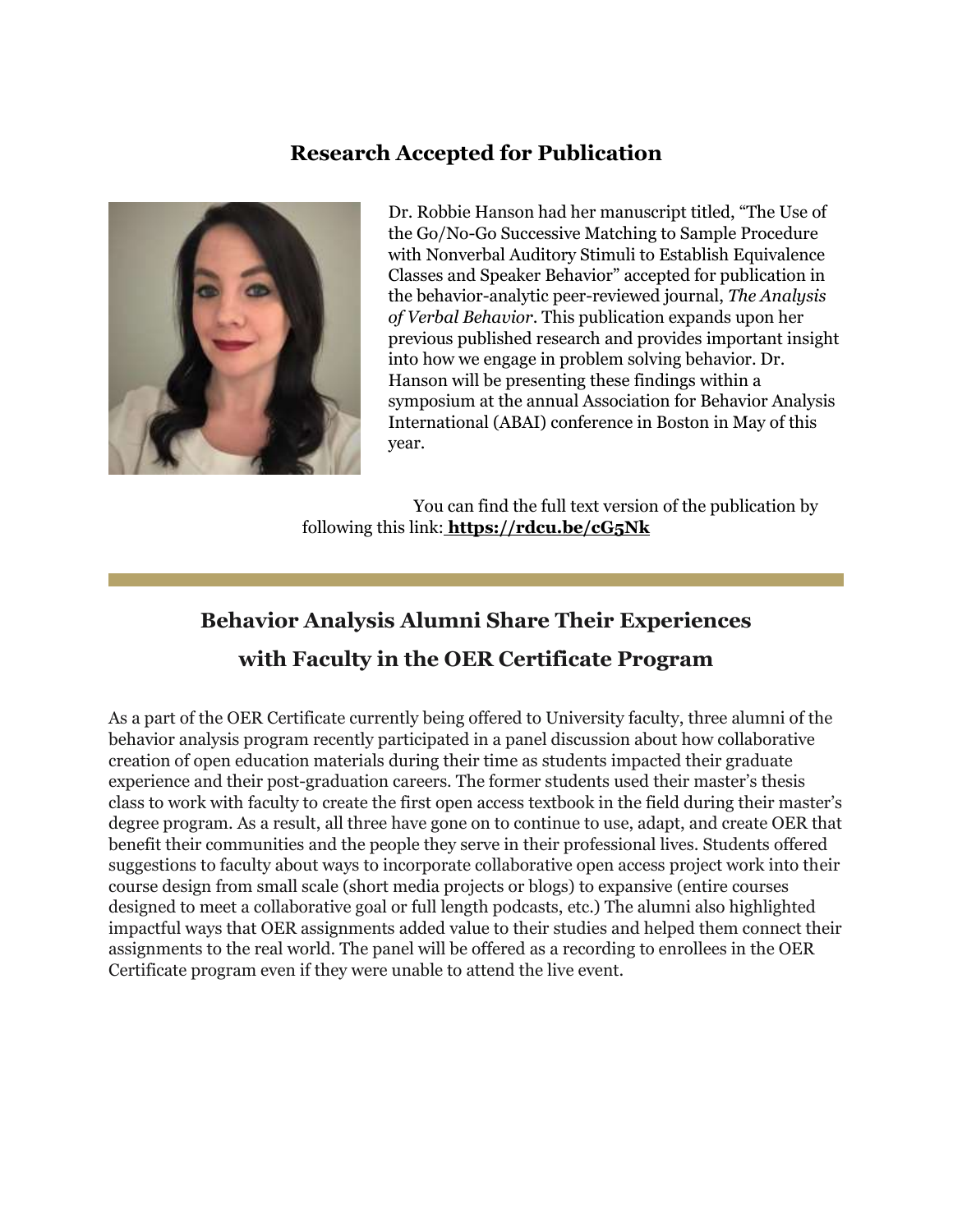## Research Accepted for Publication

Dr. Robbie Hanson had her manuscript titled, "The Use of the Go/No-Go Successive Matching to Sample Procedure with Nonverbal Auditory Stimuli to Establish Equivalence Classes and Speaker Behavior" accepted for publication in the behavior-analytic peer-reviewed journal, *The Analysis of Verbal Behavior*. This publication expands upon her previous published research and provides important insight into how we engage in problem solving behavior. Dr. Hanson will be presenting these findings within a symposium at the annual Association for Behavior Analysis International (ABAI) conference in Boston in May of this year.

You can find the full text version of the publication by following this link: **https://rdcu.be/cG5Nk**

---

## Behavior Analysis Alumni Share Their Experiences with Faculty in the OER Certificate Program

As a part of the OER Certificate currently being offered to University faculty, three alumni of the behavior analysis program recently participated in a panel discussion about how collaborative creation of open education materials during their time as students impacted their graduate experience and their post-graduation careers. The former students used their master's thesis class to work with faculty to create the first open access textbook in the field during their master's degree program. As a result, all three have gone on to continue to use, adapt, and create OER that benefit their communities and the people they serve in their professional lives. Students offered suggestions to faculty about ways to incorporate collaborative open access project work into their course design from small scale (short media projects or blogs) to expansive (entire courses designed to meet a collaborative goal or full length podcasts, etc.) The alumni also highlighted impactful ways that OER assignments added value to their studies and helped them connect their assignments to the real world. The panel will be offered as a recording to enrollees in the OER Certificate program even if they were unable to attend the live event.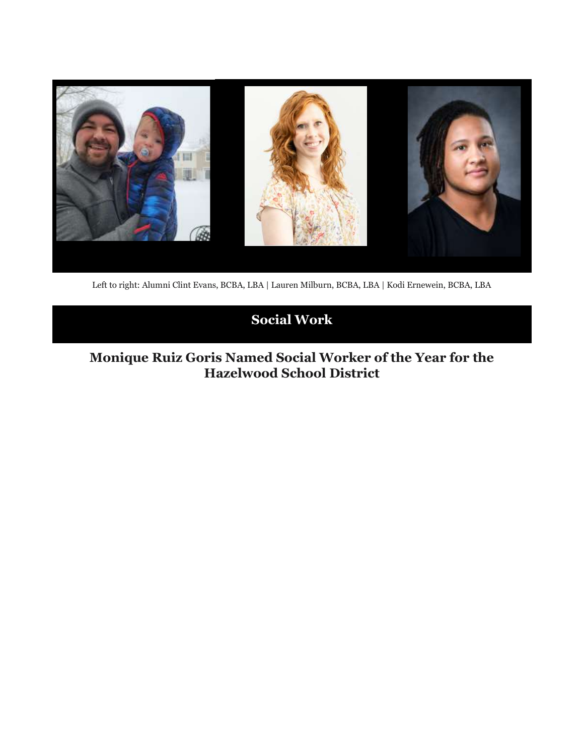Left to right: Alumni Clint Evans, BCBA, LBA | Lauren Milburn, BCBA, LBA | Kodi Ernewein, BCBA, LBA

## Social Work

### Monique Ruiz Goris Named Social Worker of the Year for the Hazelwood School District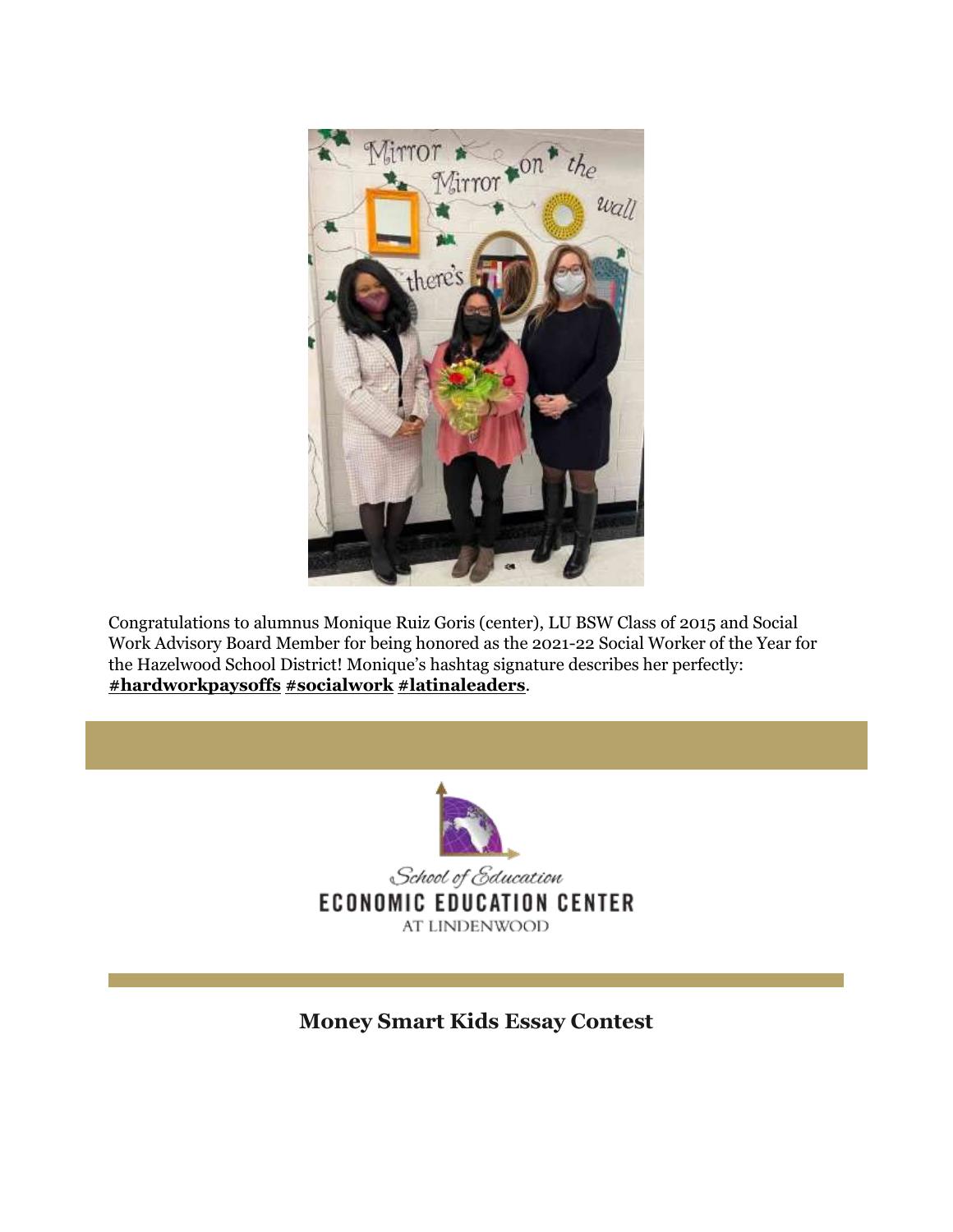Congratulations to alumnus Monique Ruiz Goris (center), LU BSW Class of 2015 and Social Work Advisory Board Member for being honored as the 2021-22 Social Worker of the Year for the Hazelwood School District! Monique's hashtag signature describes her perfectly: **#hardworkpaysoffs** **#socialwork** **#latinaleaders**.

School of Education
ECONOMIC EDUCATION CENTER
AT LINDENWOOD

## Money Smart Kids Essay Contest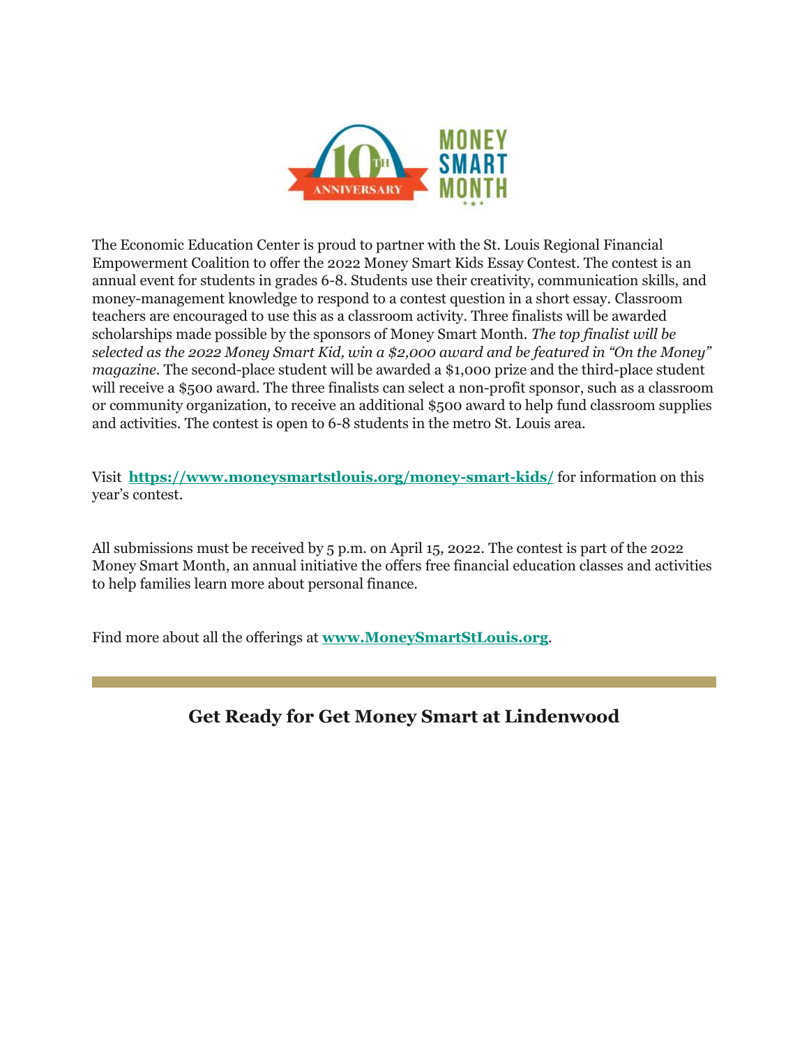The Economic Education Center is proud to partner with the St. Louis Regional Financial Empowerment Coalition to offer the 2022 Money Smart Kids Essay Contest. The contest is an annual event for students in grades 6-8. Students use their creativity, communication skills, and money-management knowledge to respond to a contest question in a short essay. Classroom teachers are encouraged to use this as a classroom activity. Three finalists will be awarded scholarships made possible by the sponsors of Money Smart Month. *The top finalist will be selected as the 2022 Money Smart Kid, win a $2,000 award and be featured in "On the Money" magazine.* The second-place student will be awarded a $1,000 prize and the third-place student will receive a $500 award. The three finalists can select a non-profit sponsor, such as a classroom or community organization, to receive an additional $500 award to help fund classroom supplies and activities. The contest is open to 6-8 students in the metro St. Louis area.

Visit **https://www.moneysmartstlouis.org/money-smart-kids/** for information on this year's contest.

All submissions must be received by 5 p.m. on April 15, 2022. The contest is part of the 2022 Money Smart Month, an annual initiative the offers free financial education classes and activities to help families learn more about personal finance.

Find more about all the offerings at **www.MoneySmartStLouis.org**.

---

## Get Ready for Get Money Smart at Lindenwood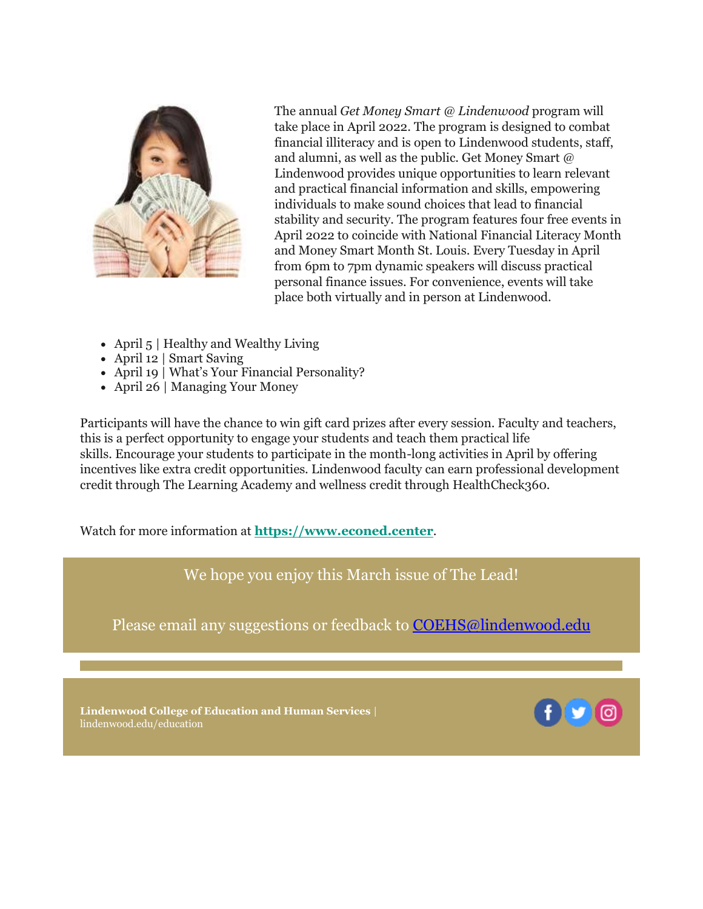The annual *Get Money Smart @ Lindenwood* program will take place in April 2022. The program is designed to combat financial illiteracy and is open to Lindenwood students, staff, and alumni, as well as the public. Get Money Smart @ Lindenwood provides unique opportunities to learn relevant and practical financial information and skills, empowering individuals to make sound choices that lead to financial stability and security. The program features four free events in April 2022 to coincide with National Financial Literacy Month and Money Smart Month St. Louis. Every Tuesday in April from 6pm to 7pm dynamic speakers will discuss practical personal finance issues. For convenience, events will take place both virtually and in person at Lindenwood.

- April 5 | Healthy and Wealthy Living
- April 12 | Smart Saving
- April 19 | What's Your Financial Personality?
- April 26 | Managing Your Money

Participants will have the chance to win gift card prizes after every session. Faculty and teachers, this is a perfect opportunity to engage your students and teach them practical life skills. Encourage your students to participate in the month-long activities in April by offering incentives like extra credit opportunities. Lindenwood faculty can earn professional development credit through The Learning Academy and wellness credit through HealthCheck360.

Watch for more information at **https://www.econed.center**.

We hope you enjoy this March issue of The Lead!

Please email any suggestions or feedback to COEHS@lindenwood.edu

**Lindenwood College of Education and Human Services** | lindenwood.edu/education